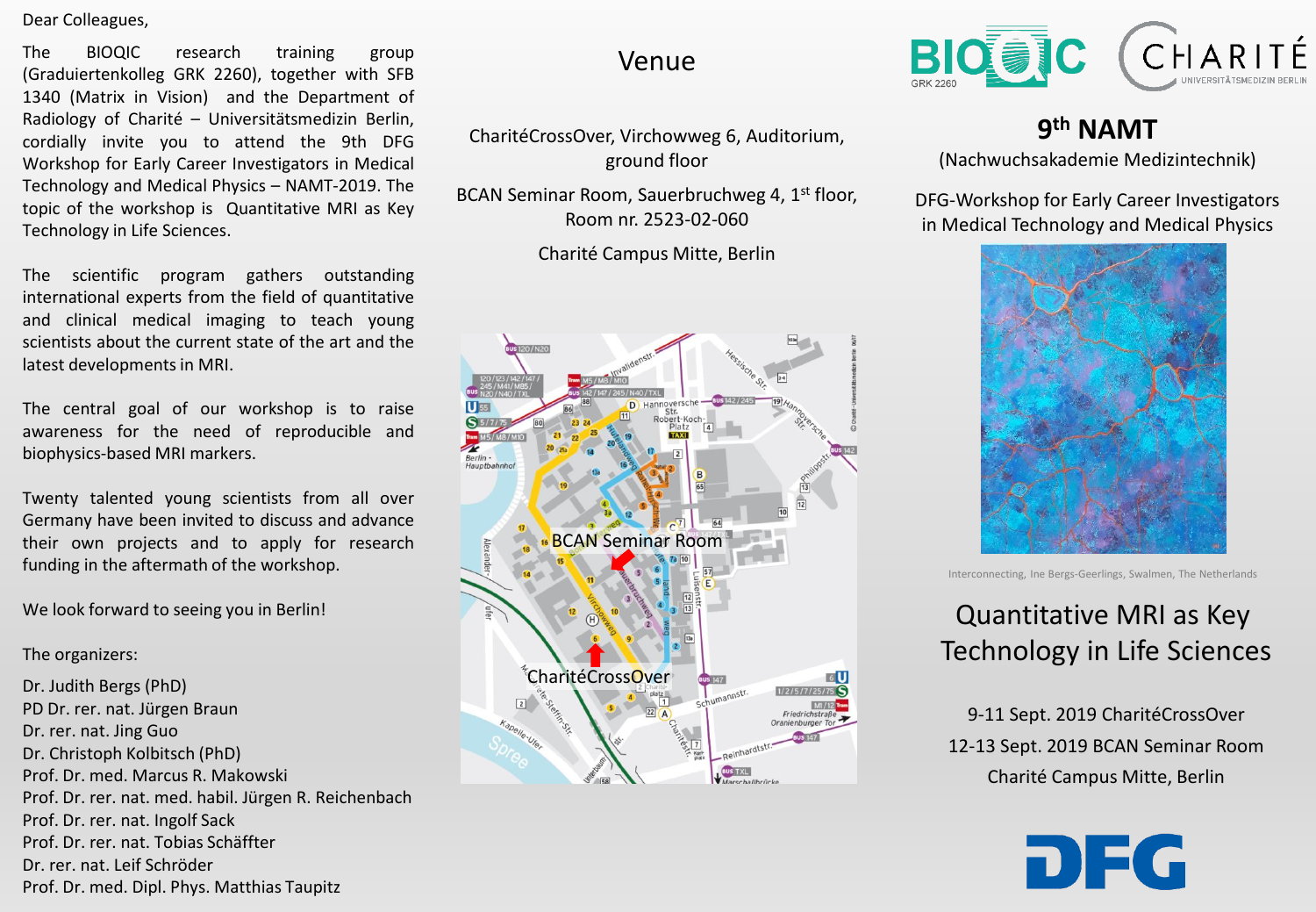Dear Colleagues,

The BIOQIC research training group (Graduiertenkolleg GRK 2260), together with SFB 1340 (Matrix in Vision) and the Department of Radiology of Charité – Universitätsmedizin Berlin, cordially invite you to attend the 9th DFG Workshop for Early Career Investigators in Medical Technology and Medical Physics – NAMT-2019. The topic of the workshop is Quantitative MRI as Key Technology in Life Sciences.

The scientific program gathers outstanding international experts from the field of quantitative and clinical medical imaging to teach young scientists about the current state of the art and the latest developments in MRI.

The central goal of our workshop is to raise awareness for the need of reproducible and biophysics-based MRI markers.

Twenty talented young scientists from all over Germany have been invited to discuss and advance their own projects and to apply for research funding in the aftermath of the workshop.

We look forward to seeing you in Berlin!

The organizers:

Dr. Judith Bergs (PhD)
PD Dr. rer. nat. Jürgen Braun
Dr. rer. nat. Jing Guo
Dr. Christoph Kolbitsch (PhD)
Prof. Dr. med. Marcus R. Makowski
Prof. Dr. rer. nat. med. habil. Jürgen R. Reichenbach
Prof. Dr. rer. nat. Ingolf Sack
Prof. Dr. rer. nat. Tobias Schäffter
Dr. rer. nat. Leif Schröder
Prof. Dr. med. Dipl. Phys. Matthias Taupitz

## Venue

CharitéCrossOver, Virchowweg 6, Auditorium, ground floor

BCAN Seminar Room, Sauerbruchweg 4, 1st floor, Room nr. 2523-02-060

Charité Campus Mitte, Berlin

BIOQIC GRK 2260 CHARITÉ UNIVERSITÄTSMEDIZIN BERLIN

# 9th NAMT

(Nachwuchsakademie Medizintechnik)

DFG-Workshop for Early Career Investigators in Medical Technology and Medical Physics

Interconnecting, Ine Bergs-Geerlings, Swalmen, The Netherlands

## Quantitative MRI as Key Technology in Life Sciences

9-11 Sept. 2019 CharitéCrossOver
12-13 Sept. 2019 BCAN Seminar Room
Charité Campus Mitte, Berlin

DFG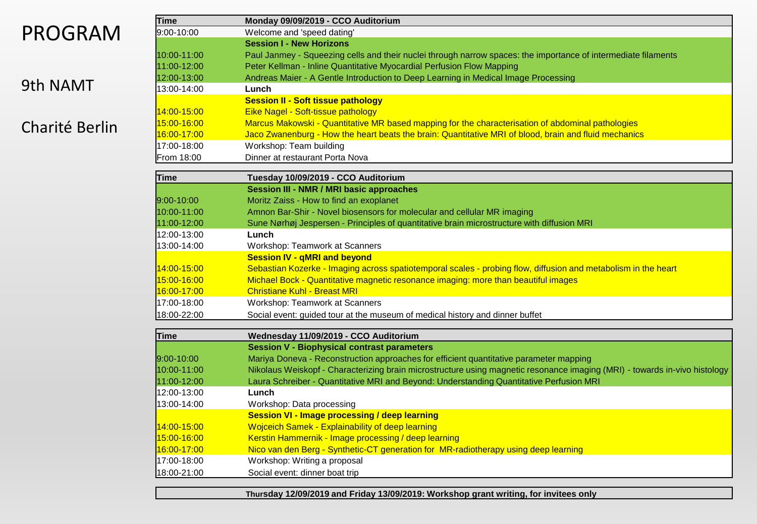# PROGRAM

## 9th NAMT

## Charité Berlin

| Time | Monday 09/09/2019 - CCO Auditorium |
| --- | --- |
| 9:00-10:00 | Welcome and 'speed dating' |
| | **Session I - New Horizons** |
| 10:00-11:00 | Paul Janmey - Squeezing cells and their nuclei through narrow spaces: the importance of intermediate filaments |
| 11:00-12:00 | Peter Kellman - Inline Quantitative Myocardial Perfusion Flow Mapping |
| 12:00-13:00 | Andreas Maier - A Gentle Introduction to Deep Learning in Medical Image Processing |
| 13:00-14:00 | **Lunch** |
| | **Session II - Soft tissue pathology** |
| 14:00-15:00 | Eike Nagel - Soft-tissue pathology |
| 15:00-16:00 | Marcus Makowski - Quantitative MR based mapping for the characterisation of abdominal pathologies |
| 16:00-17:00 | Jaco Zwanenburg - How the heart beats the brain: Quantitative MRI of blood, brain and fluid mechanics |
| 17:00-18:00 | Workshop: Team building |
| From 18:00 | Dinner at restaurant Porta Nova |

| Time | Tuesday 10/09/2019 - CCO Auditorium |
| --- | --- |
| | **Session III - NMR / MRI basic approaches** |
| 9:00-10:00 | Moritz Zaiss - How to find an exoplanet |
| 10:00-11:00 | Amnon Bar-Shir - Novel biosensors for molecular and cellular MR imaging |
| 11:00-12:00 | Sune Nørhøj Jespersen - Principles of quantitative brain microstructure with diffusion MRI |
| 12:00-13:00 | **Lunch** |
| 13:00-14:00 | Workshop: Teamwork at Scanners |
| | **Session IV - qMRI and beyond** |
| 14:00-15:00 | Sebastian Kozerke - Imaging across spatiotemporal scales - probing flow, diffusion and metabolism in the heart |
| 15:00-16:00 | Michael Bock - Quantitative magnetic resonance imaging: more than beautiful images |
| 16:00-17:00 | Christiane Kuhl - Breast MRI |
| 17:00-18:00 | Workshop: Teamwork at Scanners |
| 18:00-22:00 | Social event: guided tour at the museum of medical history and dinner buffet |

| Time | Wednesday 11/09/2019 - CCO Auditorium |
| --- | --- |
| | **Session V - Biophysical contrast parameters** |
| 9:00-10:00 | Mariya Doneva - Reconstruction approaches for efficient quantitative parameter mapping |
| 10:00-11:00 | Nikolaus Weiskopf - Characterizing brain microstructure using magnetic resonance imaging (MRI) - towards in-vivo histology |
| 11:00-12:00 | Laura Schreiber - Quantitative MRI and Beyond: Understanding Quantitative Perfusion MRI |
| 12:00-13:00 | **Lunch** |
| 13:00-14:00 | Workshop: Data processing |
| | **Session VI - Image processing / deep learning** |
| 14:00-15:00 | Wojceich Samek - Explainability of deep learning |
| 15:00-16:00 | Kerstin Hammernik - Image processing / deep learning |
| 16:00-17:00 | Nico van den Berg - Synthetic-CT generation for MR-radiotherapy using deep learning |
| 17:00-18:00 | Workshop: Writing a proposal |
| 18:00-21:00 | Social event: dinner boat trip |

**Thursday 12/09/2019 and Friday 13/09/2019: Workshop grant writing, for invitees only**